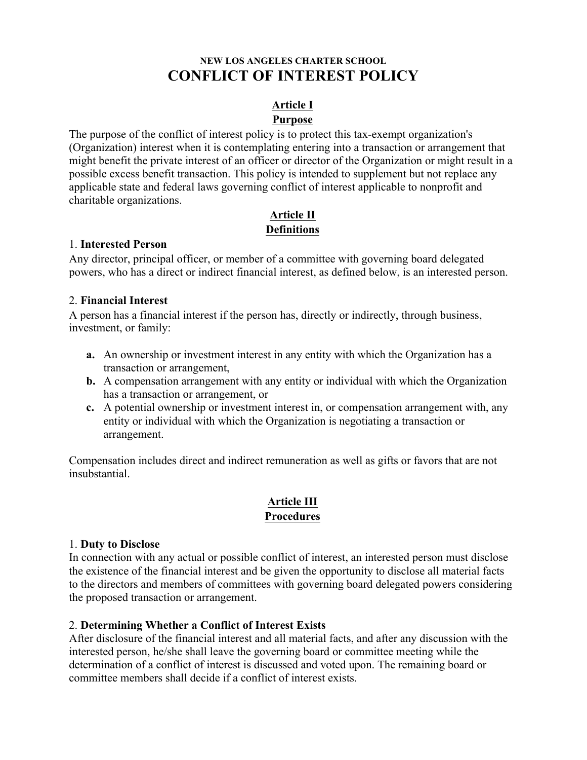# NEW LOS ANGELES CHARTER SCHOOL
# CONFLICT OF INTEREST POLICY

## Article I
## Purpose

The purpose of the conflict of interest policy is to protect this tax-exempt organization's (Organization) interest when it is contemplating entering into a transaction or arrangement that might benefit the private interest of an officer or director of the Organization or might result in a possible excess benefit transaction. This policy is intended to supplement but not replace any applicable state and federal laws governing conflict of interest applicable to nonprofit and charitable organizations.

## Article II
## Definitions

1. **Interested Person**

Any director, principal officer, or member of a committee with governing board delegated powers, who has a direct or indirect financial interest, as defined below, is an interested person.

2. **Financial Interest**

A person has a financial interest if the person has, directly or indirectly, through business, investment, or family:

- **a.** An ownership or investment interest in any entity with which the Organization has a transaction or arrangement,
- **b.** A compensation arrangement with any entity or individual with which the Organization has a transaction or arrangement, or
- **c.** A potential ownership or investment interest in, or compensation arrangement with, any entity or individual with which the Organization is negotiating a transaction or arrangement.

Compensation includes direct and indirect remuneration as well as gifts or favors that are not insubstantial.

## Article III
## Procedures

1. **Duty to Disclose**

In connection with any actual or possible conflict of interest, an interested person must disclose the existence of the financial interest and be given the opportunity to disclose all material facts to the directors and members of committees with governing board delegated powers considering the proposed transaction or arrangement.

2. **Determining Whether a Conflict of Interest Exists**

After disclosure of the financial interest and all material facts, and after any discussion with the interested person, he/she shall leave the governing board or committee meeting while the determination of a conflict of interest is discussed and voted upon. The remaining board or committee members shall decide if a conflict of interest exists.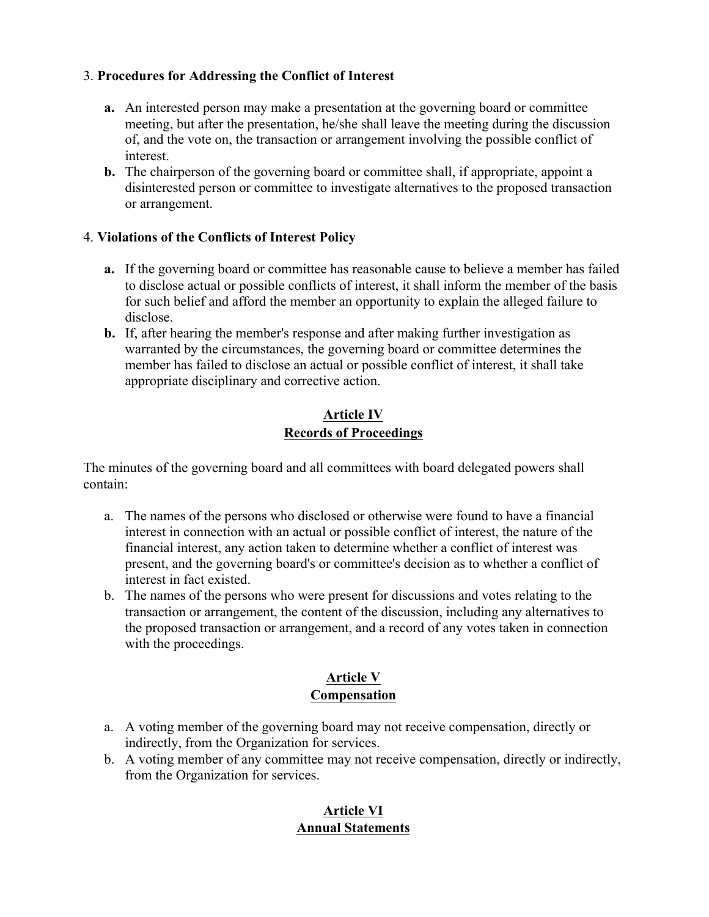3. **Procedures for Addressing the Conflict of Interest**

   **a.** An interested person may make a presentation at the governing board or committee meeting, but after the presentation, he/she shall leave the meeting during the discussion of, and the vote on, the transaction or arrangement involving the possible conflict of interest.

   **b.** The chairperson of the governing board or committee shall, if appropriate, appoint a disinterested person or committee to investigate alternatives to the proposed transaction or arrangement.

4. **Violations of the Conflicts of Interest Policy**

   **a.** If the governing board or committee has reasonable cause to believe a member has failed to disclose actual or possible conflicts of interest, it shall inform the member of the basis for such belief and afford the member an opportunity to explain the alleged failure to disclose.

   **b.** If, after hearing the member's response and after making further investigation as warranted by the circumstances, the governing board or committee determines the member has failed to disclose an actual or possible conflict of interest, it shall take appropriate disciplinary and corrective action.

## Article IV
## Records of Proceedings

The minutes of the governing board and all committees with board delegated powers shall contain:

a. The names of the persons who disclosed or otherwise were found to have a financial interest in connection with an actual or possible conflict of interest, the nature of the financial interest, any action taken to determine whether a conflict of interest was present, and the governing board's or committee's decision as to whether a conflict of interest in fact existed.

b. The names of the persons who were present for discussions and votes relating to the transaction or arrangement, the content of the discussion, including any alternatives to the proposed transaction or arrangement, and a record of any votes taken in connection with the proceedings.

## Article V
## Compensation

a. A voting member of the governing board may not receive compensation, directly or indirectly, from the Organization for services.

b. A voting member of any committee may not receive compensation, directly or indirectly, from the Organization for services.

## Article VI
## Annual Statements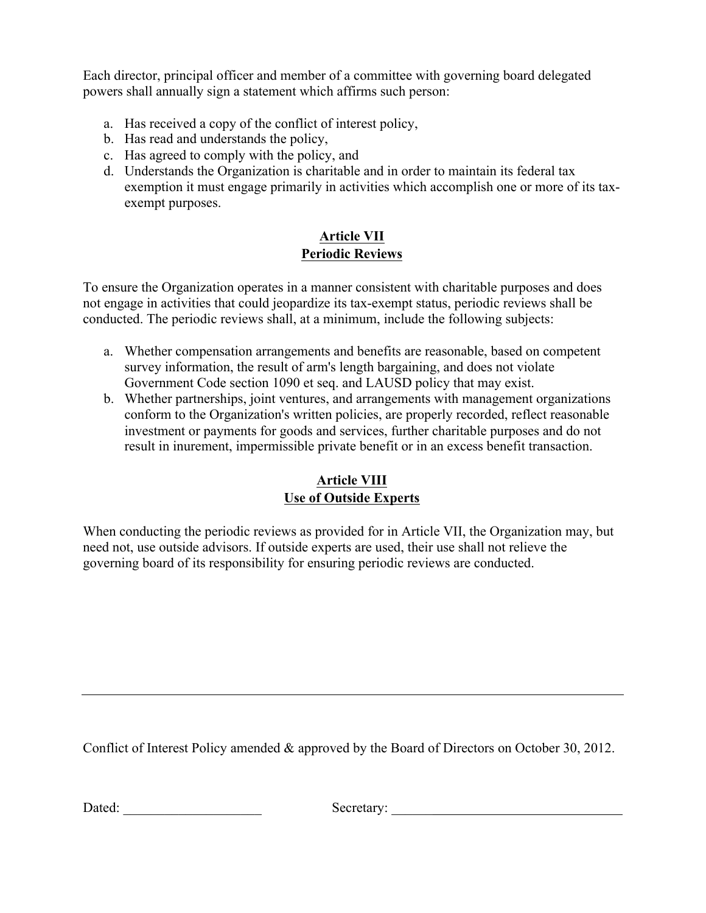Each director, principal officer and member of a committee with governing board delegated powers shall annually sign a statement which affirms such person:

a. Has received a copy of the conflict of interest policy,
b. Has read and understands the policy,
c. Has agreed to comply with the policy, and
d. Understands the Organization is charitable and in order to maintain its federal tax exemption it must engage primarily in activities which accomplish one or more of its tax-exempt purposes.

## Article VII
## Periodic Reviews

To ensure the Organization operates in a manner consistent with charitable purposes and does not engage in activities that could jeopardize its tax-exempt status, periodic reviews shall be conducted. The periodic reviews shall, at a minimum, include the following subjects:

a. Whether compensation arrangements and benefits are reasonable, based on competent survey information, the result of arm's length bargaining, and does not violate Government Code section 1090 et seq. and LAUSD policy that may exist.
b. Whether partnerships, joint ventures, and arrangements with management organizations conform to the Organization's written policies, are properly recorded, reflect reasonable investment or payments for goods and services, further charitable purposes and do not result in inurement, impermissible private benefit or in an excess benefit transaction.

## Article VIII
## Use of Outside Experts

When conducting the periodic reviews as provided for in Article VII, the Organization may, but need not, use outside advisors. If outside experts are used, their use shall not relieve the governing board of its responsibility for ensuring periodic reviews are conducted.

---

Conflict of Interest Policy amended & approved by the Board of Directors on October 30, 2012.

Dated: ____________________ Secretary: __________________________________